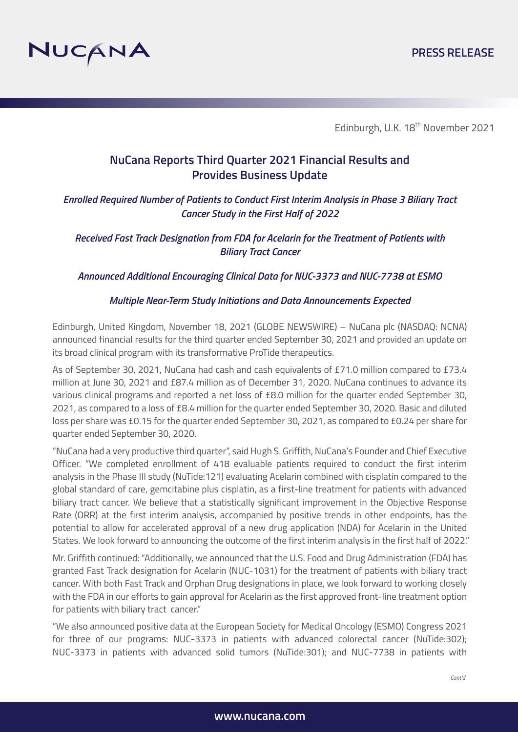NUCANA

PRESS RELEASE

Edinburgh, U.K. 18th November 2021

# NuCana Reports Third Quarter 2021 Financial Results and Provides Business Update

*Enrolled Required Number of Patients to Conduct First Interim Analysis in Phase 3 Biliary Tract Cancer Study in the First Half of 2022*

*Received Fast Track Designation from FDA for Acelarin for the Treatment of Patients with Biliary Tract Cancer*

*Announced Additional Encouraging Clinical Data for NUC-3373 and NUC-7738 at ESMO*

*Multiple Near-Term Study Initiations and Data Announcements Expected*

Edinburgh, United Kingdom, November 18, 2021 (GLOBE NEWSWIRE) – NuCana plc (NASDAQ: NCNA) announced financial results for the third quarter ended September 30, 2021 and provided an update on its broad clinical program with its transformative ProTide therapeutics.

As of September 30, 2021, NuCana had cash and cash equivalents of £71.0 million compared to £73.4 million at June 30, 2021 and £87.4 million as of December 31, 2020. NuCana continues to advance its various clinical programs and reported a net loss of £8.0 million for the quarter ended September 30, 2021, as compared to a loss of £8.4 million for the quarter ended September 30, 2020. Basic and diluted loss per share was £0.15 for the quarter ended September 30, 2021, as compared to £0.24 per share for quarter ended September 30, 2020.

"NuCana had a very productive third quarter", said Hugh S. Griffith, NuCana's Founder and Chief Executive Officer. "We completed enrollment of 418 evaluable patients required to conduct the first interim analysis in the Phase III study (NuTide:121) evaluating Acelarin combined with cisplatin compared to the global standard of care, gemcitabine plus cisplatin, as a first-line treatment for patients with advanced biliary tract cancer. We believe that a statistically significant improvement in the Objective Response Rate (ORR) at the first interim analysis, accompanied by positive trends in other endpoints, has the potential to allow for accelerated approval of a new drug application (NDA) for Acelarin in the United States. We look forward to announcing the outcome of the first interim analysis in the first half of 2022."

Mr. Griffith continued: "Additionally, we announced that the U.S. Food and Drug Administration (FDA) has granted Fast Track designation for Acelarin (NUC-1031) for the treatment of patients with biliary tract cancer. With both Fast Track and Orphan Drug designations in place, we look forward to working closely with the FDA in our efforts to gain approval for Acelarin as the first approved front-line treatment option for patients with biliary tract cancer."

"We also announced positive data at the European Society for Medical Oncology (ESMO) Congress 2021 for three of our programs: NUC-3373 in patients with advanced colorectal cancer (NuTide:302); NUC-3373 in patients with advanced solid tumors (NuTide:301); and NUC-7738 in patients with

*Cont'd*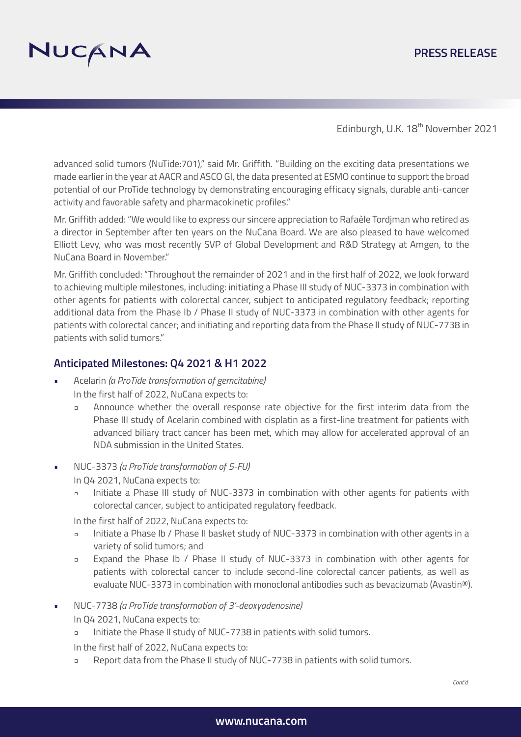advanced solid tumors (NuTide:701)," said Mr. Griffith. "Building on the exciting data presentations we made earlier in the year at AACR and ASCO GI, the data presented at ESMO continue to support the broad potential of our ProTide technology by demonstrating encouraging efficacy signals, durable anti-cancer activity and favorable safety and pharmacokinetic profiles."

Mr. Griffith added: "We would like to express our sincere appreciation to Rafaèle Tordjman who retired as a director in September after ten years on the NuCana Board. We are also pleased to have welcomed Elliott Levy, who was most recently SVP of Global Development and R&D Strategy at Amgen, to the NuCana Board in November."

Mr. Griffith concluded: "Throughout the remainder of 2021 and in the first half of 2022, we look forward to achieving multiple milestones, including: initiating a Phase III study of NUC-3373 in combination with other agents for patients with colorectal cancer, subject to anticipated regulatory feedback; reporting additional data from the Phase Ib / Phase II study of NUC-3373 in combination with other agents for patients with colorectal cancer; and initiating and reporting data from the Phase II study of NUC-7738 in patients with solid tumors."

## Anticipated Milestones: Q4 2021 & H1 2022

- Acelarin *(a ProTide transformation of gemcitabine)*

  In the first half of 2022, NuCana expects to:

  - Announce whether the overall response rate objective for the first interim data from the Phase III study of Acelarin combined with cisplatin as a first-line treatment for patients with advanced biliary tract cancer has been met, which may allow for accelerated approval of an NDA submission in the United States.

- NUC-3373 *(a ProTide transformation of 5-FU)*

  In Q4 2021, NuCana expects to:

  - Initiate a Phase III study of NUC-3373 in combination with other agents for patients with colorectal cancer, subject to anticipated regulatory feedback.

  In the first half of 2022, NuCana expects to:

  - Initiate a Phase Ib / Phase II basket study of NUC-3373 in combination with other agents in a variety of solid tumors; and
  - Expand the Phase Ib / Phase II study of NUC-3373 in combination with other agents for patients with colorectal cancer to include second-line colorectal cancer patients, as well as evaluate NUC-3373 in combination with monoclonal antibodies such as bevacizumab (Avastin®).

- NUC-7738 *(a ProTide transformation of 3'-deoxyadenosine)*

  In Q4 2021, NuCana expects to:

  - Initiate the Phase II study of NUC-7738 in patients with solid tumors.

  In the first half of 2022, NuCana expects to:

  - Report data from the Phase II study of NUC-7738 in patients with solid tumors.

*Cont'd*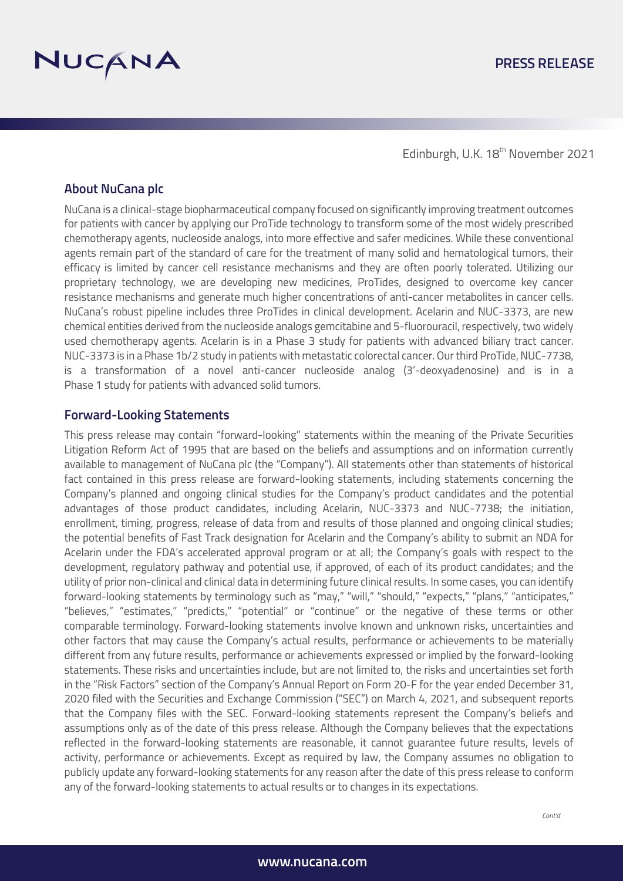Edinburgh, U.K. 18th November 2021

## About NuCana plc

NuCana is a clinical-stage biopharmaceutical company focused on significantly improving treatment outcomes for patients with cancer by applying our ProTide technology to transform some of the most widely prescribed chemotherapy agents, nucleoside analogs, into more effective and safer medicines. While these conventional agents remain part of the standard of care for the treatment of many solid and hematological tumors, their efficacy is limited by cancer cell resistance mechanisms and they are often poorly tolerated. Utilizing our proprietary technology, we are developing new medicines, ProTides, designed to overcome key cancer resistance mechanisms and generate much higher concentrations of anti-cancer metabolites in cancer cells. NuCana's robust pipeline includes three ProTides in clinical development. Acelarin and NUC-3373, are new chemical entities derived from the nucleoside analogs gemcitabine and 5-fluorouracil, respectively, two widely used chemotherapy agents. Acelarin is in a Phase 3 study for patients with advanced biliary tract cancer. NUC-3373 is in a Phase 1b/2 study in patients with metastatic colorectal cancer. Our third ProTide, NUC-7738, is a transformation of a novel anti-cancer nucleoside analog (3'-deoxyadenosine) and is in a Phase 1 study for patients with advanced solid tumors.

## Forward-Looking Statements

This press release may contain "forward-looking" statements within the meaning of the Private Securities Litigation Reform Act of 1995 that are based on the beliefs and assumptions and on information currently available to management of NuCana plc (the "Company"). All statements other than statements of historical fact contained in this press release are forward-looking statements, including statements concerning the Company's planned and ongoing clinical studies for the Company's product candidates and the potential advantages of those product candidates, including Acelarin, NUC-3373 and NUC-7738; the initiation, enrollment, timing, progress, release of data from and results of those planned and ongoing clinical studies; the potential benefits of Fast Track designation for Acelarin and the Company's ability to submit an NDA for Acelarin under the FDA's accelerated approval program or at all; the Company's goals with respect to the development, regulatory pathway and potential use, if approved, of each of its product candidates; and the utility of prior non-clinical and clinical data in determining future clinical results. In some cases, you can identify forward-looking statements by terminology such as "may," "will," "should," "expects," "plans," "anticipates," "believes," "estimates," "predicts," "potential" or "continue" or the negative of these terms or other comparable terminology. Forward-looking statements involve known and unknown risks, uncertainties and other factors that may cause the Company's actual results, performance or achievements to be materially different from any future results, performance or achievements expressed or implied by the forward-looking statements. These risks and uncertainties include, but are not limited to, the risks and uncertainties set forth in the "Risk Factors" section of the Company's Annual Report on Form 20-F for the year ended December 31, 2020 filed with the Securities and Exchange Commission ("SEC") on March 4, 2021, and subsequent reports that the Company files with the SEC. Forward-looking statements represent the Company's beliefs and assumptions only as of the date of this press release. Although the Company believes that the expectations reflected in the forward-looking statements are reasonable, it cannot guarantee future results, levels of activity, performance or achievements. Except as required by law, the Company assumes no obligation to publicly update any forward-looking statements for any reason after the date of this press release to conform any of the forward-looking statements to actual results or to changes in its expectations.

*Cont'd*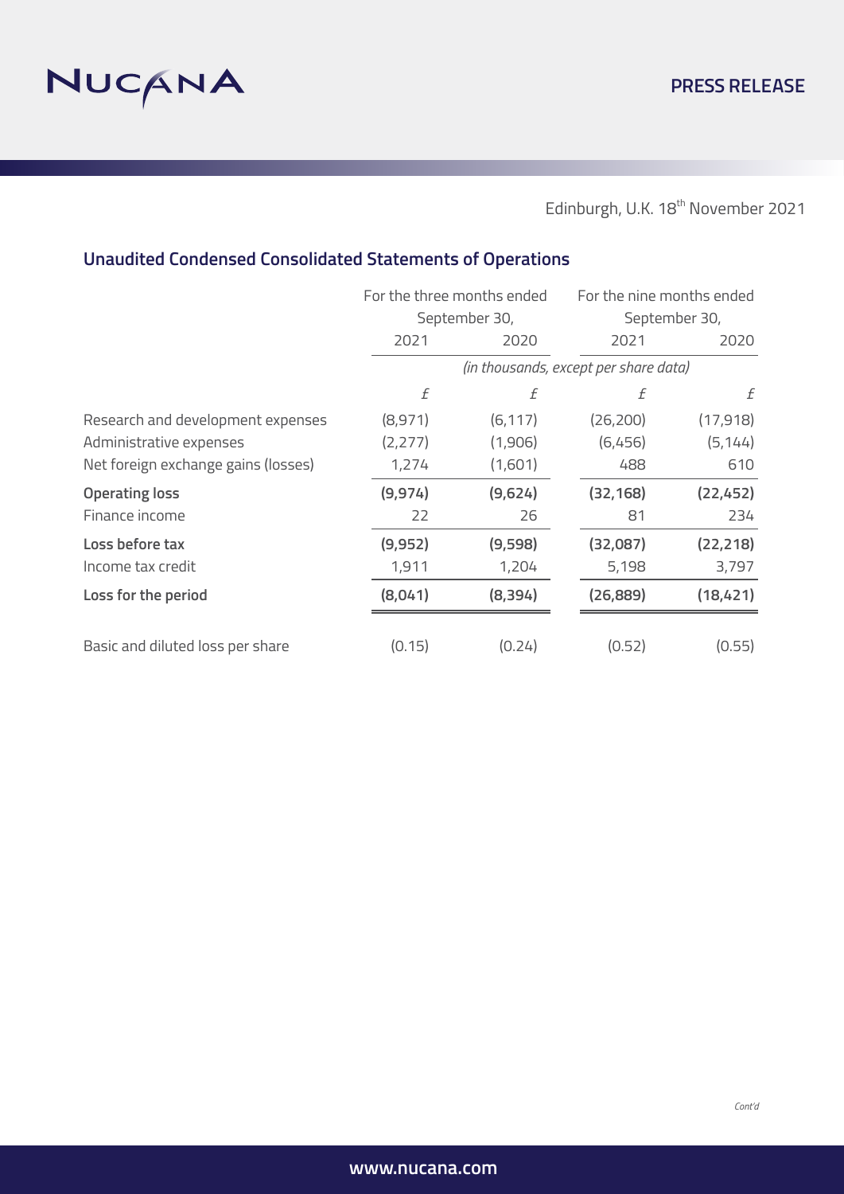Edinburgh, U.K. 18th November 2021

## Unaudited Condensed Consolidated Statements of Operations

| | For the three months ended September 30, | | For the nine months ended September 30, | |
|---|---|---|---|---|
| | 2021 | 2020 | 2021 | 2020 |
| | *(in thousands, except per share data)* | | | |
| | £ | £ | £ | £ |
| Research and development expenses | (8,971) | (6,117) | (26,200) | (17,918) |
| Administrative expenses | (2,277) | (1,906) | (6,456) | (5,144) |
| Net foreign exchange gains (losses) | 1,274 | (1,601) | 488 | 610 |
| **Operating loss** | **(9,974)** | **(9,624)** | **(32,168)** | **(22,452)** |
| Finance income | 22 | 26 | 81 | 234 |
| **Loss before tax** | **(9,952)** | **(9,598)** | **(32,087)** | **(22,218)** |
| Income tax credit | 1,911 | 1,204 | 5,198 | 3,797 |
| **Loss for the period** | **(8,041)** | **(8,394)** | **(26,889)** | **(18,421)** |
| Basic and diluted loss per share | (0.15) | (0.24) | (0.52) | (0.55) |

*Cont'd*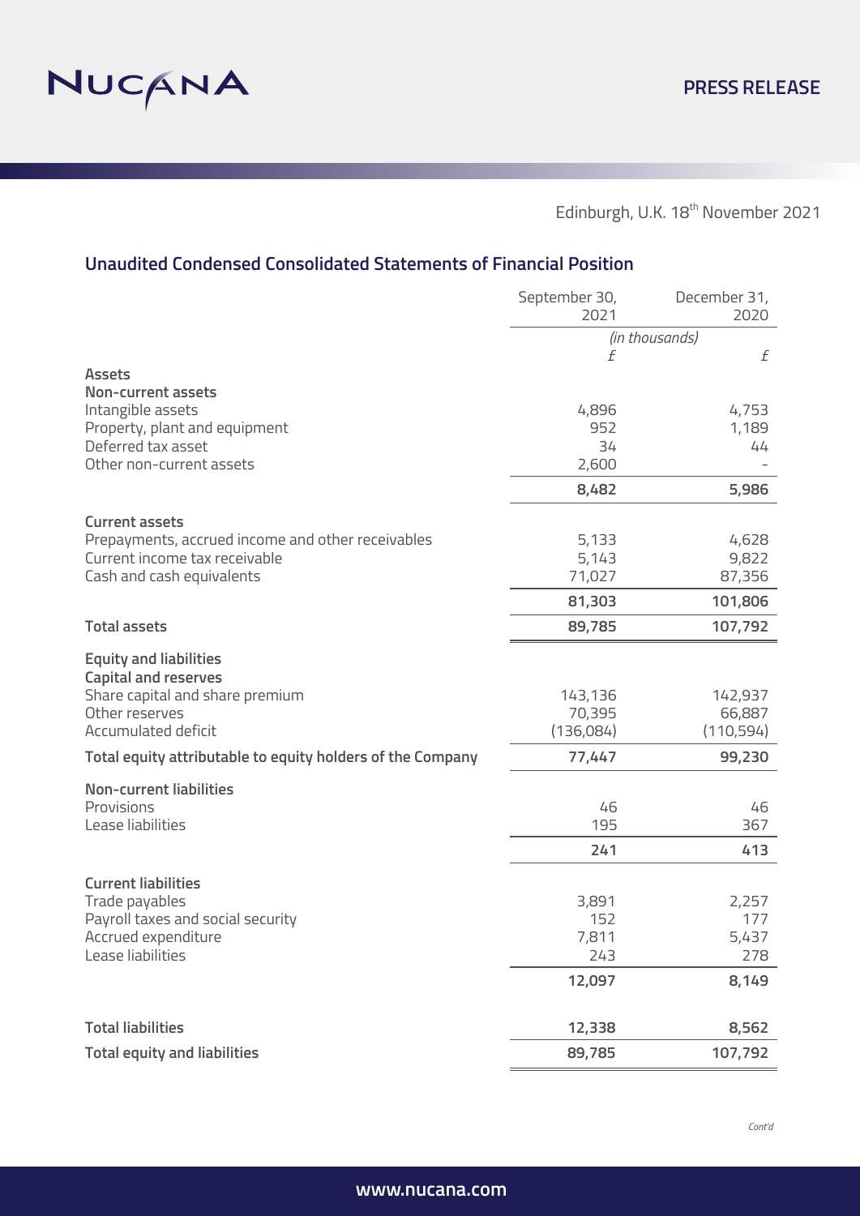Edinburgh, U.K. 18th November 2021

## Unaudited Condensed Consolidated Statements of Financial Position

| | September 30, 2021 | December 31, 2020 |
|---|---|---|
| | *(in thousands)* | |
| | £ | £ |
| **Assets** | | |
| **Non-current assets** | | |
| Intangible assets | 4,896 | 4,753 |
| Property, plant and equipment | 952 | 1,189 |
| Deferred tax asset | 34 | 44 |
| Other non-current assets | 2,600 | - |
| | **8,482** | **5,986** |
| **Current assets** | | |
| Prepayments, accrued income and other receivables | 5,133 | 4,628 |
| Current income tax receivable | 5,143 | 9,822 |
| Cash and cash equivalents | 71,027 | 87,356 |
| | **81,303** | **101,806** |
| **Total assets** | **89,785** | **107,792** |
| **Equity and liabilities** | | |
| **Capital and reserves** | | |
| Share capital and share premium | 143,136 | 142,937 |
| Other reserves | 70,395 | 66,887 |
| Accumulated deficit | (136,084) | (110,594) |
| **Total equity attributable to equity holders of the Company** | **77,447** | **99,230** |
| **Non-current liabilities** | | |
| Provisions | 46 | 46 |
| Lease liabilities | 195 | 367 |
| | **241** | **413** |
| **Current liabilities** | | |
| Trade payables | 3,891 | 2,257 |
| Payroll taxes and social security | 152 | 177 |
| Accrued expenditure | 7,811 | 5,437 |
| Lease liabilities | 243 | 278 |
| | **12,097** | **8,149** |
| **Total liabilities** | **12,338** | **8,562** |
| **Total equity and liabilities** | **89,785** | **107,792** |

*Cont'd*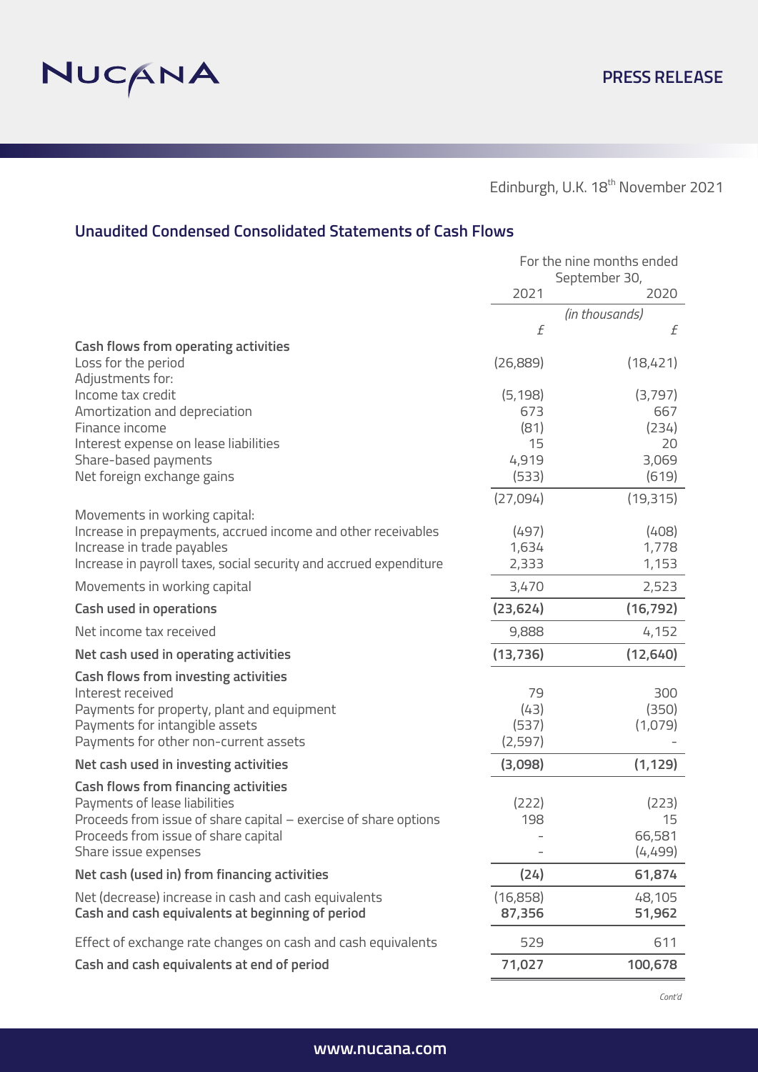Edinburgh, U.K. 18th November 2021

## Unaudited Condensed Consolidated Statements of Cash Flows

| | For the nine months ended September 30, | |
|---|---|---|
| | 2021 | 2020 |
| | *(in thousands)* | |
| | £ | £ |
| **Cash flows from operating activities** | | |
| Loss for the period | (26,889) | (18,421) |
| Adjustments for: | | |
| Income tax credit | (5,198) | (3,797) |
| Amortization and depreciation | 673 | 667 |
| Finance income | (81) | (234) |
| Interest expense on lease liabilities | 15 | 20 |
| Share-based payments | 4,919 | 3,069 |
| Net foreign exchange gains | (533) | (619) |
| | (27,094) | (19,315) |
| Movements in working capital: | | |
| Increase in prepayments, accrued income and other receivables | (497) | (408) |
| Increase in trade payables | 1,634 | 1,778 |
| Increase in payroll taxes, social security and accrued expenditure | 2,333 | 1,153 |
| Movements in working capital | 3,470 | 2,523 |
| **Cash used in operations** | **(23,624)** | **(16,792)** |
| Net income tax received | 9,888 | 4,152 |
| **Net cash used in operating activities** | **(13,736)** | **(12,640)** |
| **Cash flows from investing activities** | | |
| Interest received | 79 | 300 |
| Payments for property, plant and equipment | (43) | (350) |
| Payments for intangible assets | (537) | (1,079) |
| Payments for other non-current assets | (2,597) | - |
| **Net cash used in investing activities** | **(3,098)** | **(1,129)** |
| **Cash flows from financing activities** | | |
| Payments of lease liabilities | (222) | (223) |
| Proceeds from issue of share capital – exercise of share options | 198 | 15 |
| Proceeds from issue of share capital | - | 66,581 |
| Share issue expenses | - | (4,499) |
| **Net cash (used in) from financing activities** | **(24)** | **61,874** |
| Net (decrease) increase in cash and cash equivalents | (16,858) | 48,105 |
| **Cash and cash equivalents at beginning of period** | **87,356** | **51,962** |
| Effect of exchange rate changes on cash and cash equivalents | 529 | 611 |
| **Cash and cash equivalents at end of period** | **71,027** | **100,678** |

*Cont'd*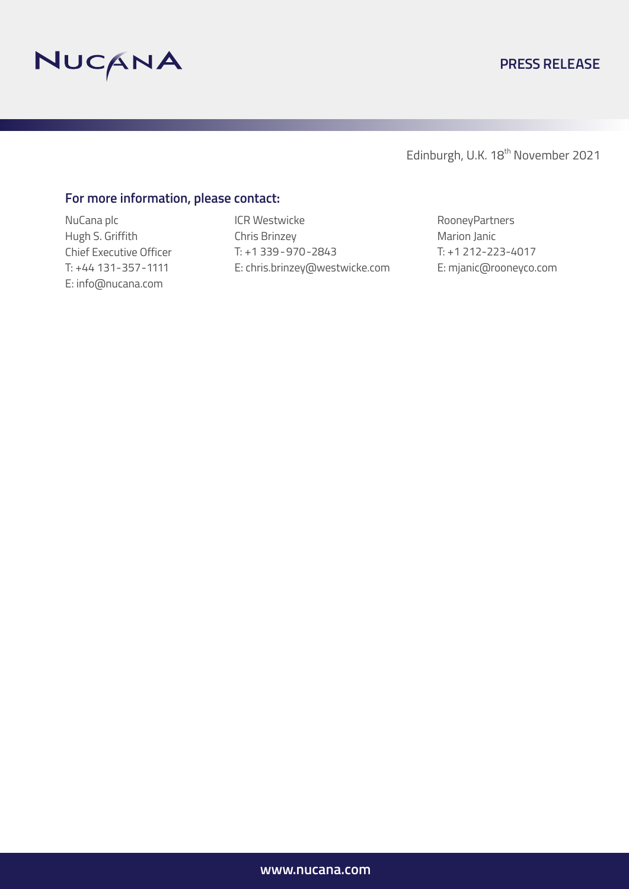Edinburgh, U.K. 18th November 2021

## For more information, please contact:

NuCana plc
Hugh S. Griffith
Chief Executive Officer
T: +44 131-357-1111
E: info@nucana.com

ICR Westwicke
Chris Brinzey
T: +1 339-970-2843
E: chris.brinzey@westwicke.com

RooneyPartners
Marion Janic
T: +1 212-223-4017
E: mjanic@rooneyco.com